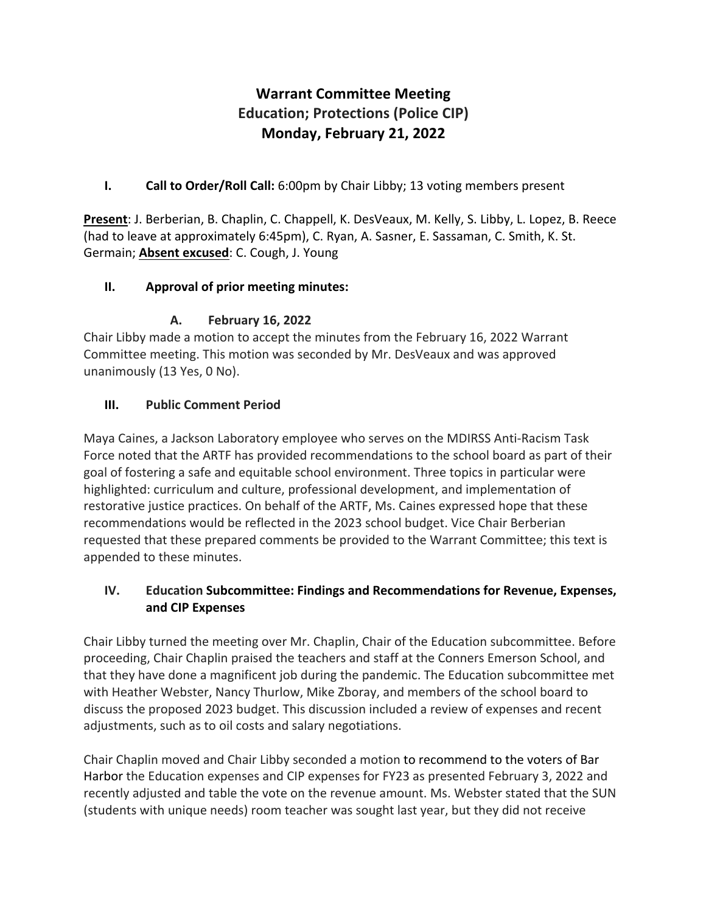# Warrant Committee Meeting
## Education; Protections (Police CIP)
## Monday, February 21, 2022

**I. Call to Order/Roll Call:** 6:00pm by Chair Libby; 13 voting members present

**Present**: J. Berberian, B. Chaplin, C. Chappell, K. DesVeaux, M. Kelly, S. Libby, L. Lopez, B. Reece (had to leave at approximately 6:45pm), C. Ryan, A. Sasner, E. Sassaman, C. Smith, K. St. Germain; **Absent excused**: C. Cough, J. Young

**II. Approval of prior meeting minutes:**

**A. February 16, 2022**

Chair Libby made a motion to accept the minutes from the February 16, 2022 Warrant Committee meeting. This motion was seconded by Mr. DesVeaux and was approved unanimously (13 Yes, 0 No).

**III. Public Comment Period**

Maya Caines, a Jackson Laboratory employee who serves on the MDIRSS Anti-Racism Task Force noted that the ARTF has provided recommendations to the school board as part of their goal of fostering a safe and equitable school environment. Three topics in particular were highlighted: curriculum and culture, professional development, and implementation of restorative justice practices. On behalf of the ARTF, Ms. Caines expressed hope that these recommendations would be reflected in the 2023 school budget. Vice Chair Berberian requested that these prepared comments be provided to the Warrant Committee; this text is appended to these minutes.

**IV. Education Subcommittee: Findings and Recommendations for Revenue, Expenses, and CIP Expenses**

Chair Libby turned the meeting over Mr. Chaplin, Chair of the Education subcommittee. Before proceeding, Chair Chaplin praised the teachers and staff at the Conners Emerson School, and that they have done a magnificent job during the pandemic. The Education subcommittee met with Heather Webster, Nancy Thurlow, Mike Zboray, and members of the school board to discuss the proposed 2023 budget. This discussion included a review of expenses and recent adjustments, such as to oil costs and salary negotiations.

Chair Chaplin moved and Chair Libby seconded a motion to recommend to the voters of Bar Harbor the Education expenses and CIP expenses for FY23 as presented February 3, 2022 and recently adjusted and table the vote on the revenue amount. Ms. Webster stated that the SUN (students with unique needs) room teacher was sought last year, but they did not receive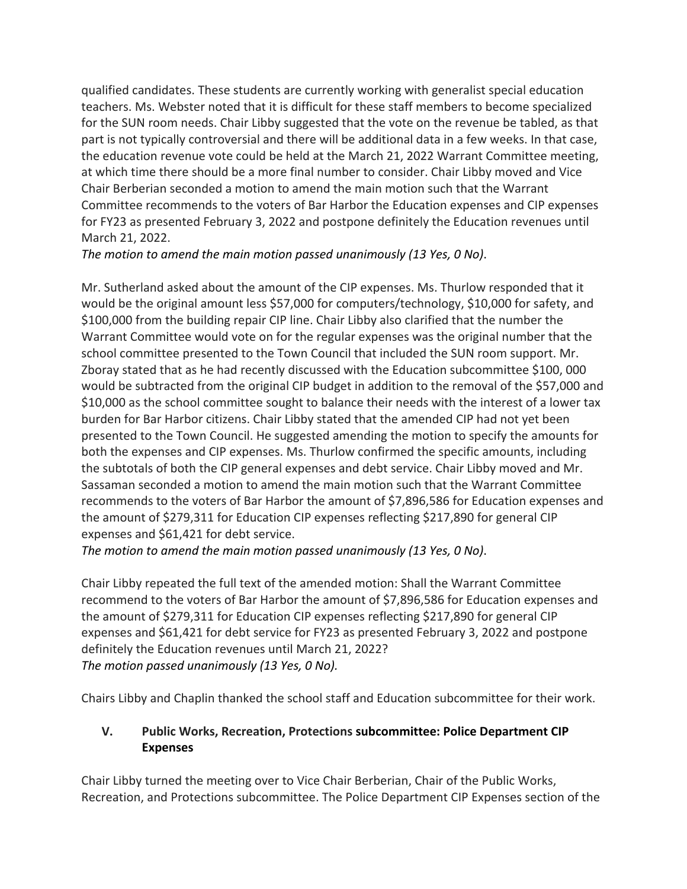qualified candidates. These students are currently working with generalist special education teachers. Ms. Webster noted that it is difficult for these staff members to become specialized for the SUN room needs. Chair Libby suggested that the vote on the revenue be tabled, as that part is not typically controversial and there will be additional data in a few weeks. In that case, the education revenue vote could be held at the March 21, 2022 Warrant Committee meeting, at which time there should be a more final number to consider. Chair Libby moved and Vice Chair Berberian seconded a motion to amend the main motion such that the Warrant Committee recommends to the voters of Bar Harbor the Education expenses and CIP expenses for FY23 as presented February 3, 2022 and postpone definitely the Education revenues until March 21, 2022.

*The motion to amend the main motion passed unanimously (13 Yes, 0 No)*.

Mr. Sutherland asked about the amount of the CIP expenses. Ms. Thurlow responded that it would be the original amount less $57,000 for computers/technology, $10,000 for safety, and $100,000 from the building repair CIP line. Chair Libby also clarified that the number the Warrant Committee would vote on for the regular expenses was the original number that the school committee presented to the Town Council that included the SUN room support. Mr. Zboray stated that as he had recently discussed with the Education subcommittee $100, 000 would be subtracted from the original CIP budget in addition to the removal of the $57,000 and $10,000 as the school committee sought to balance their needs with the interest of a lower tax burden for Bar Harbor citizens. Chair Libby stated that the amended CIP had not yet been presented to the Town Council. He suggested amending the motion to specify the amounts for both the expenses and CIP expenses. Ms. Thurlow confirmed the specific amounts, including the subtotals of both the CIP general expenses and debt service. Chair Libby moved and Mr. Sassaman seconded a motion to amend the main motion such that the Warrant Committee recommends to the voters of Bar Harbor the amount of $7,896,586 for Education expenses and the amount of $279,311 for Education CIP expenses reflecting $217,890 for general CIP expenses and $61,421 for debt service.

*The motion to amend the main motion passed unanimously (13 Yes, 0 No)*.

Chair Libby repeated the full text of the amended motion: Shall the Warrant Committee recommend to the voters of Bar Harbor the amount of $7,896,586 for Education expenses and the amount of $279,311 for Education CIP expenses reflecting $217,890 for general CIP expenses and $61,421 for debt service for FY23 as presented February 3, 2022 and postpone definitely the Education revenues until March 21, 2022?

*The motion passed unanimously (13 Yes, 0 No).*

Chairs Libby and Chaplin thanked the school staff and Education subcommittee for their work.

## V. Public Works, Recreation, Protections subcommittee: Police Department CIP Expenses

Chair Libby turned the meeting over to Vice Chair Berberian, Chair of the Public Works, Recreation, and Protections subcommittee. The Police Department CIP Expenses section of the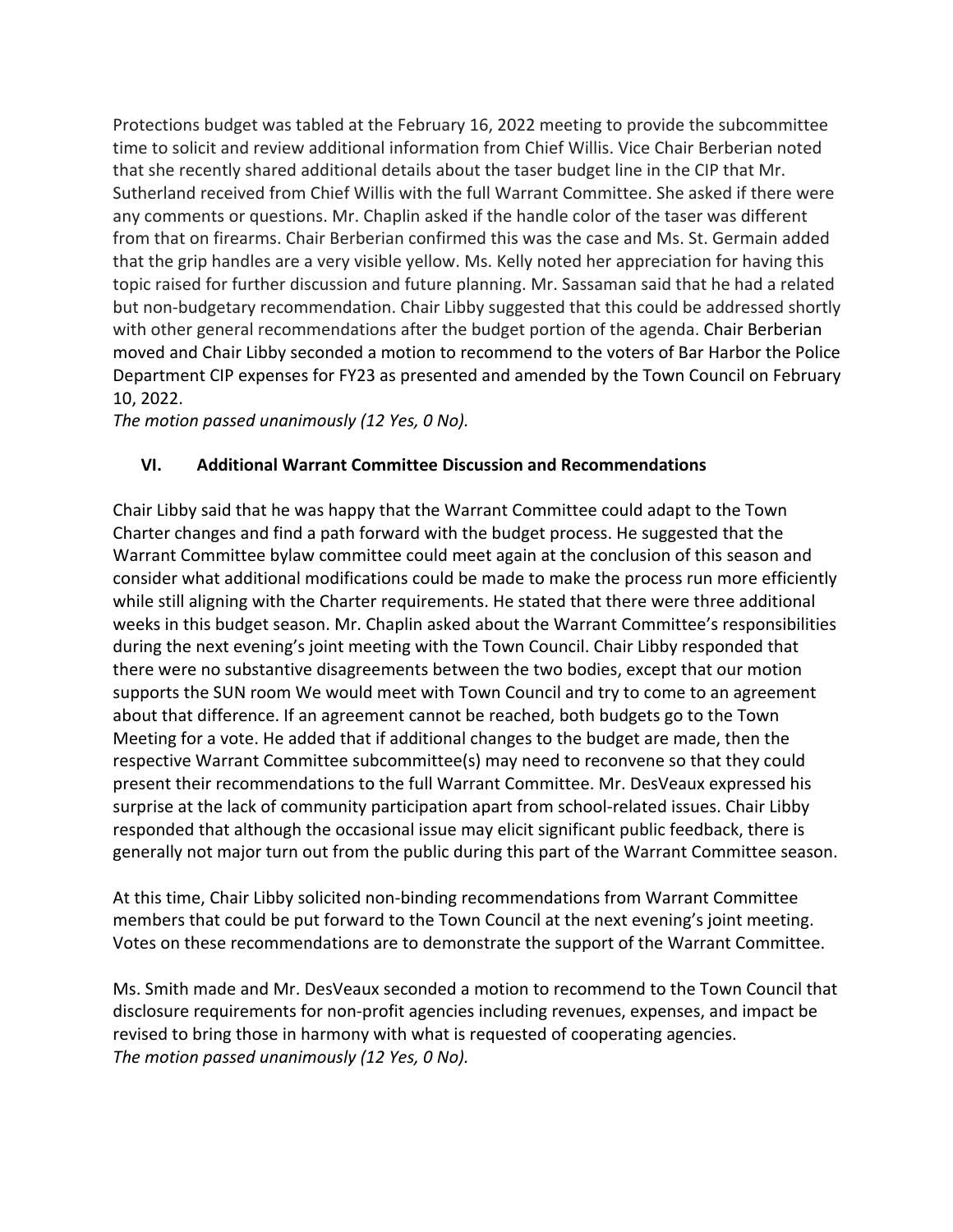Protections budget was tabled at the February 16, 2022 meeting to provide the subcommittee time to solicit and review additional information from Chief Willis. Vice Chair Berberian noted that she recently shared additional details about the taser budget line in the CIP that Mr. Sutherland received from Chief Willis with the full Warrant Committee. She asked if there were any comments or questions. Mr. Chaplin asked if the handle color of the taser was different from that on firearms. Chair Berberian confirmed this was the case and Ms. St. Germain added that the grip handles are a very visible yellow. Ms. Kelly noted her appreciation for having this topic raised for further discussion and future planning. Mr. Sassaman said that he had a related but non-budgetary recommendation. Chair Libby suggested that this could be addressed shortly with other general recommendations after the budget portion of the agenda. Chair Berberian moved and Chair Libby seconded a motion to recommend to the voters of Bar Harbor the Police Department CIP expenses for FY23 as presented and amended by the Town Council on February 10, 2022.
*The motion passed unanimously (12 Yes, 0 No).*

## VI. Additional Warrant Committee Discussion and Recommendations

Chair Libby said that he was happy that the Warrant Committee could adapt to the Town Charter changes and find a path forward with the budget process. He suggested that the Warrant Committee bylaw committee could meet again at the conclusion of this season and consider what additional modifications could be made to make the process run more efficiently while still aligning with the Charter requirements. He stated that there were three additional weeks in this budget season. Mr. Chaplin asked about the Warrant Committee's responsibilities during the next evening's joint meeting with the Town Council. Chair Libby responded that there were no substantive disagreements between the two bodies, except that our motion supports the SUN room We would meet with Town Council and try to come to an agreement about that difference. If an agreement cannot be reached, both budgets go to the Town Meeting for a vote. He added that if additional changes to the budget are made, then the respective Warrant Committee subcommittee(s) may need to reconvene so that they could present their recommendations to the full Warrant Committee. Mr. DesVeaux expressed his surprise at the lack of community participation apart from school-related issues. Chair Libby responded that although the occasional issue may elicit significant public feedback, there is generally not major turn out from the public during this part of the Warrant Committee season.

At this time, Chair Libby solicited non-binding recommendations from Warrant Committee members that could be put forward to the Town Council at the next evening's joint meeting. Votes on these recommendations are to demonstrate the support of the Warrant Committee.

Ms. Smith made and Mr. DesVeaux seconded a motion to recommend to the Town Council that disclosure requirements for non-profit agencies including revenues, expenses, and impact be revised to bring those in harmony with what is requested of cooperating agencies.
*The motion passed unanimously (12 Yes, 0 No).*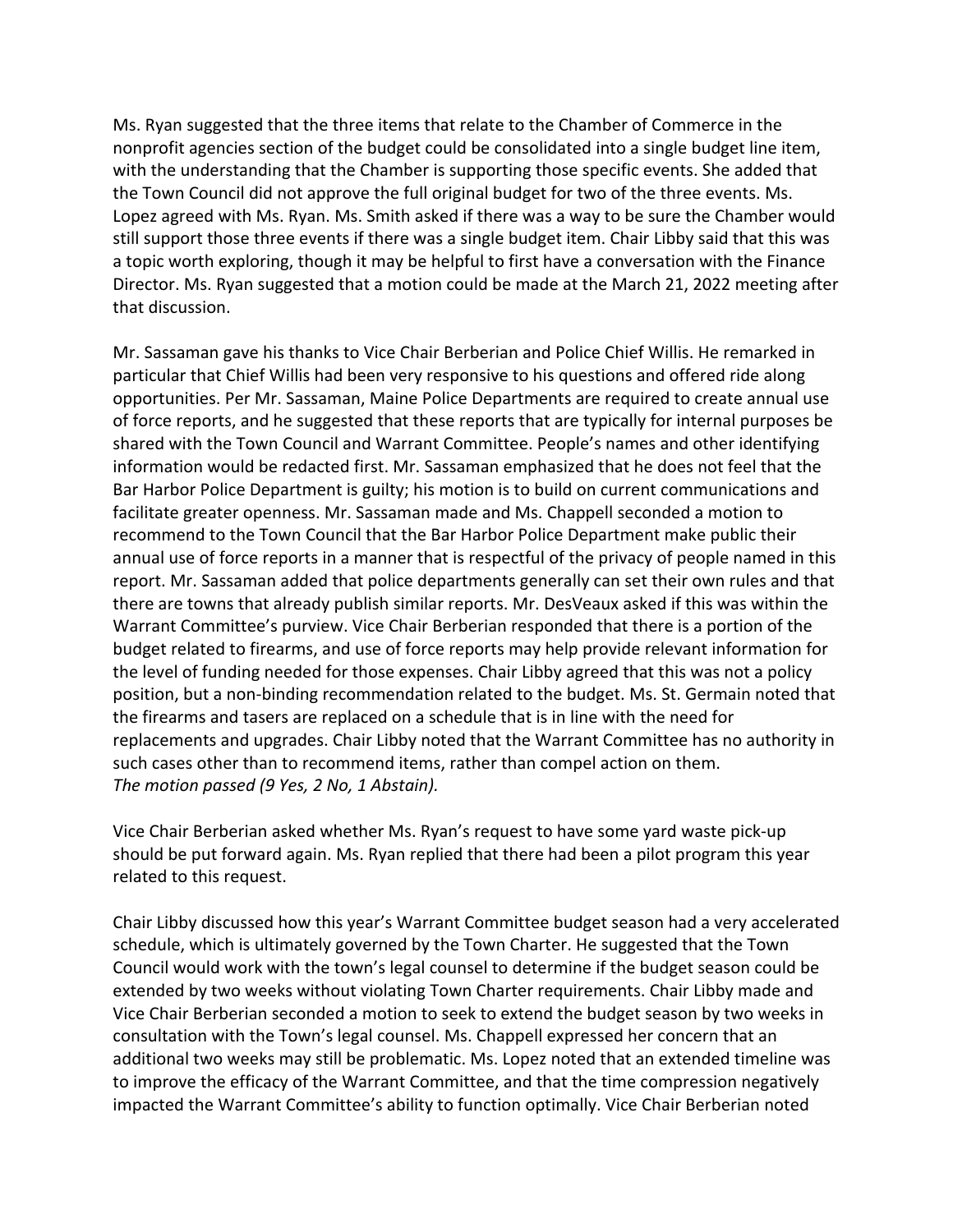Ms. Ryan suggested that the three items that relate to the Chamber of Commerce in the nonprofit agencies section of the budget could be consolidated into a single budget line item, with the understanding that the Chamber is supporting those specific events. She added that the Town Council did not approve the full original budget for two of the three events. Ms. Lopez agreed with Ms. Ryan. Ms. Smith asked if there was a way to be sure the Chamber would still support those three events if there was a single budget item. Chair Libby said that this was a topic worth exploring, though it may be helpful to first have a conversation with the Finance Director. Ms. Ryan suggested that a motion could be made at the March 21, 2022 meeting after that discussion.

Mr. Sassaman gave his thanks to Vice Chair Berberian and Police Chief Willis. He remarked in particular that Chief Willis had been very responsive to his questions and offered ride along opportunities. Per Mr. Sassaman, Maine Police Departments are required to create annual use of force reports, and he suggested that these reports that are typically for internal purposes be shared with the Town Council and Warrant Committee. People's names and other identifying information would be redacted first. Mr. Sassaman emphasized that he does not feel that the Bar Harbor Police Department is guilty; his motion is to build on current communications and facilitate greater openness. Mr. Sassaman made and Ms. Chappell seconded a motion to recommend to the Town Council that the Bar Harbor Police Department make public their annual use of force reports in a manner that is respectful of the privacy of people named in this report. Mr. Sassaman added that police departments generally can set their own rules and that there are towns that already publish similar reports. Mr. DesVeaux asked if this was within the Warrant Committee's purview. Vice Chair Berberian responded that there is a portion of the budget related to firearms, and use of force reports may help provide relevant information for the level of funding needed for those expenses. Chair Libby agreed that this was not a policy position, but a non-binding recommendation related to the budget. Ms. St. Germain noted that the firearms and tasers are replaced on a schedule that is in line with the need for replacements and upgrades. Chair Libby noted that the Warrant Committee has no authority in such cases other than to recommend items, rather than compel action on them.
*The motion passed (9 Yes, 2 No, 1 Abstain).*

Vice Chair Berberian asked whether Ms. Ryan's request to have some yard waste pick-up should be put forward again. Ms. Ryan replied that there had been a pilot program this year related to this request.

Chair Libby discussed how this year's Warrant Committee budget season had a very accelerated schedule, which is ultimately governed by the Town Charter. He suggested that the Town Council would work with the town's legal counsel to determine if the budget season could be extended by two weeks without violating Town Charter requirements. Chair Libby made and Vice Chair Berberian seconded a motion to seek to extend the budget season by two weeks in consultation with the Town's legal counsel. Ms. Chappell expressed her concern that an additional two weeks may still be problematic. Ms. Lopez noted that an extended timeline was to improve the efficacy of the Warrant Committee, and that the time compression negatively impacted the Warrant Committee's ability to function optimally. Vice Chair Berberian noted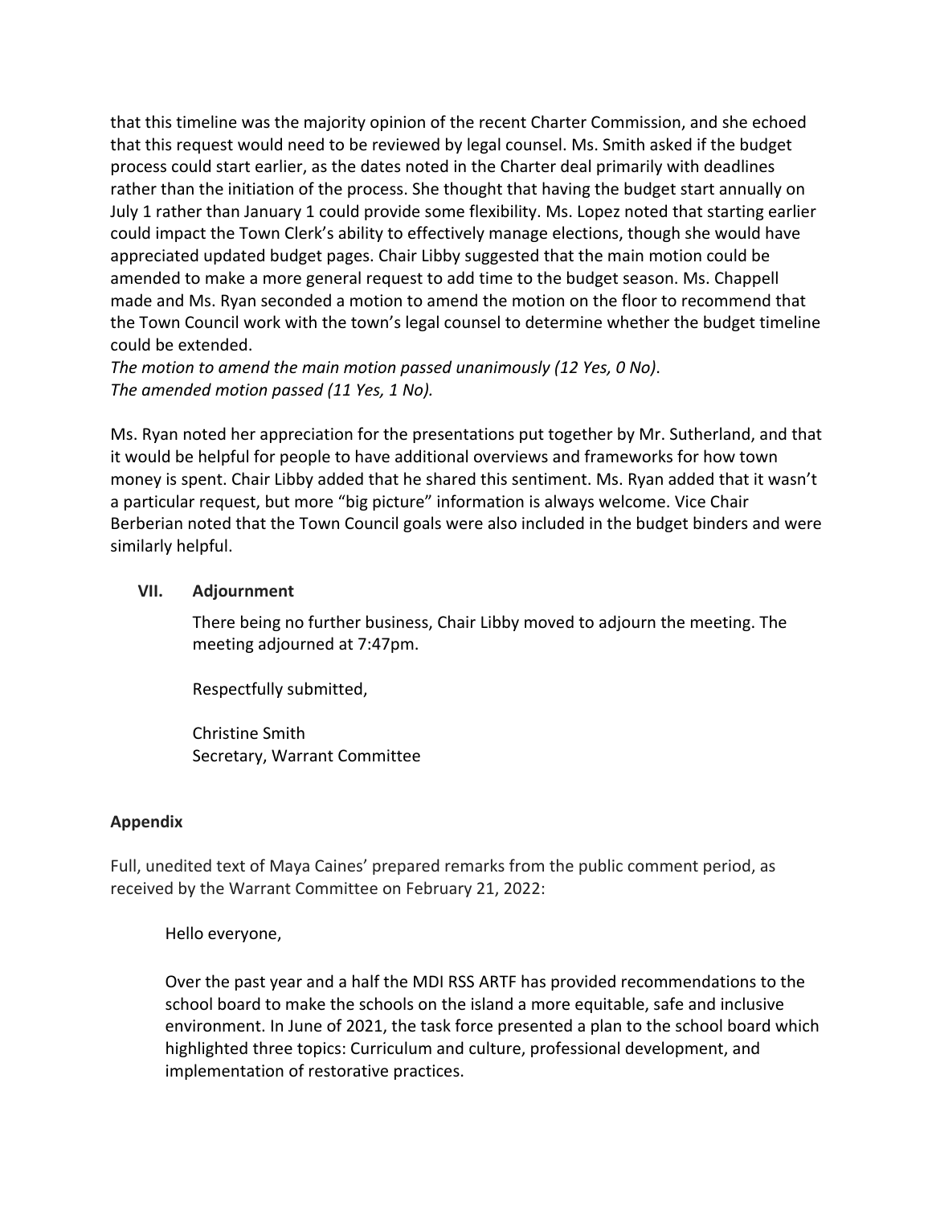that this timeline was the majority opinion of the recent Charter Commission, and she echoed that this request would need to be reviewed by legal counsel. Ms. Smith asked if the budget process could start earlier, as the dates noted in the Charter deal primarily with deadlines rather than the initiation of the process. She thought that having the budget start annually on July 1 rather than January 1 could provide some flexibility. Ms. Lopez noted that starting earlier could impact the Town Clerk's ability to effectively manage elections, though she would have appreciated updated budget pages. Chair Libby suggested that the main motion could be amended to make a more general request to add time to the budget season. Ms. Chappell made and Ms. Ryan seconded a motion to amend the motion on the floor to recommend that the Town Council work with the town's legal counsel to determine whether the budget timeline could be extended.

*The motion to amend the main motion passed unanimously (12 Yes, 0 No).*
*The amended motion passed (11 Yes, 1 No).*

Ms. Ryan noted her appreciation for the presentations put together by Mr. Sutherland, and that it would be helpful for people to have additional overviews and frameworks for how town money is spent. Chair Libby added that he shared this sentiment. Ms. Ryan added that it wasn't a particular request, but more "big picture" information is always welcome. Vice Chair Berberian noted that the Town Council goals were also included in the budget binders and were similarly helpful.

## VII. Adjournment

There being no further business, Chair Libby moved to adjourn the meeting. The meeting adjourned at 7:47pm.

Respectfully submitted,

Christine Smith
Secretary, Warrant Committee

## Appendix

Full, unedited text of Maya Caines' prepared remarks from the public comment period, as received by the Warrant Committee on February 21, 2022:

> Hello everyone,
>
> Over the past year and a half the MDI RSS ARTF has provided recommendations to the school board to make the schools on the island a more equitable, safe and inclusive environment. In June of 2021, the task force presented a plan to the school board which highlighted three topics: Curriculum and culture, professional development, and implementation of restorative practices.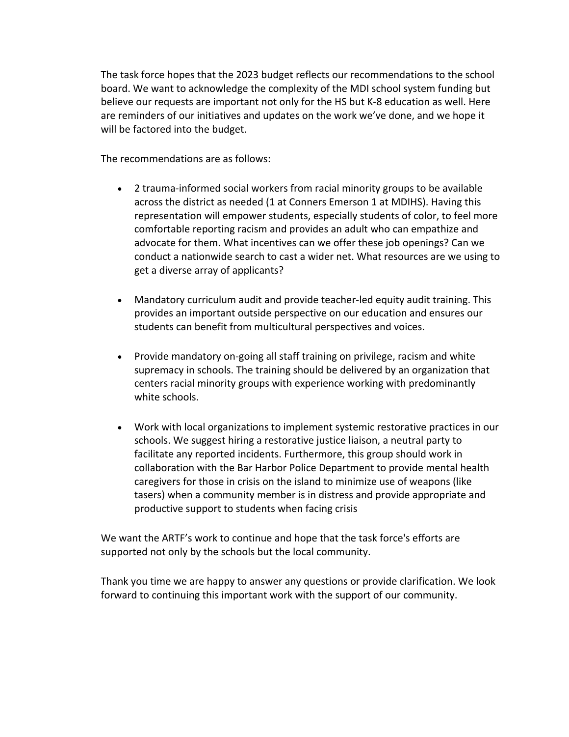The task force hopes that the 2023 budget reflects our recommendations to the school board. We want to acknowledge the complexity of the MDI school system funding but believe our requests are important not only for the HS but K-8 education as well. Here are reminders of our initiatives and updates on the work we've done, and we hope it will be factored into the budget.

The recommendations are as follows:

- 2 trauma-informed social workers from racial minority groups to be available across the district as needed (1 at Conners Emerson 1 at MDIHS). Having this representation will empower students, especially students of color, to feel more comfortable reporting racism and provides an adult who can empathize and advocate for them. What incentives can we offer these job openings? Can we conduct a nationwide search to cast a wider net. What resources are we using to get a diverse array of applicants?

- Mandatory curriculum audit and provide teacher-led equity audit training. This provides an important outside perspective on our education and ensures our students can benefit from multicultural perspectives and voices.

- Provide mandatory on-going all staff training on privilege, racism and white supremacy in schools. The training should be delivered by an organization that centers racial minority groups with experience working with predominantly white schools.

- Work with local organizations to implement systemic restorative practices in our schools. We suggest hiring a restorative justice liaison, a neutral party to facilitate any reported incidents. Furthermore, this group should work in collaboration with the Bar Harbor Police Department to provide mental health caregivers for those in crisis on the island to minimize use of weapons (like tasers) when a community member is in distress and provide appropriate and productive support to students when facing crisis

We want the ARTF's work to continue and hope that the task force's efforts are supported not only by the schools but the local community.

Thank you time we are happy to answer any questions or provide clarification. We look forward to continuing this important work with the support of our community.